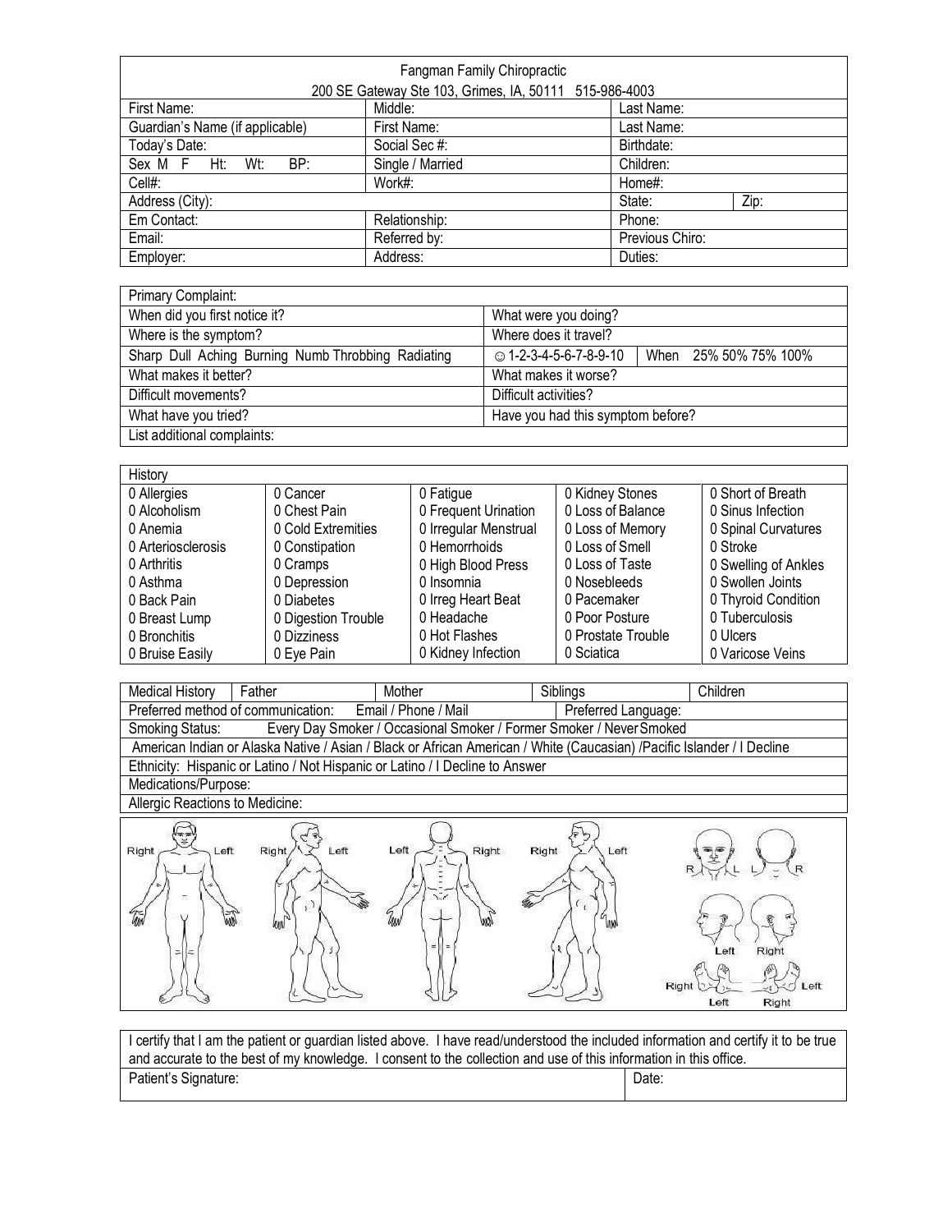Fangman Family Chiropractic
200 SE Gateway Ste 103, Grimes, IA, 50111 515-986-4003

| First Name: | Middle: | Last Name: | |
|---|---|---|---|
| Guardian's Name (if applicable) | First Name: | Last Name: | |
| Today's Date: | Social Sec #: | Birthdate: | |
| Sex M F Ht: Wt: BP: | Single / Married | Children: | |
| Cell#: | Work#: | Home#: | |
| Address (City): | | State: | Zip: |
| Em Contact: | Relationship: | Phone: | |
| Email: | Referred by: | Previous Chiro: | |
| Employer: | Address: | Duties: | |

| Primary Complaint: | | |
|---|---|---|
| When did you first notice it? | What were you doing? | |
| Where is the symptom? | Where does it travel? | |
| Sharp Dull Aching Burning Numb Throbbing Radiating | ☺ 1-2-3-4-5-6-7-8-9-10 | When 25% 50% 75% 100% |
| What makes it better? | What makes it worse? | |
| Difficult movements? | Difficult activities? | |
| What have you tried? | Have you had this symptom before? | |
| List additional complaints: | | |

| History | | | | |
|---|---|---|---|---|
| 0 Allergies | 0 Cancer | 0 Fatigue | 0 Kidney Stones | 0 Short of Breath |
| 0 Alcoholism | 0 Chest Pain | 0 Frequent Urination | 0 Loss of Balance | 0 Sinus Infection |
| 0 Anemia | 0 Cold Extremities | 0 Irregular Menstrual | 0 Loss of Memory | 0 Spinal Curvatures |
| 0 Arteriosclerosis | 0 Constipation | 0 Hemorrhoids | 0 Loss of Smell | 0 Stroke |
| 0 Arthritis | 0 Cramps | 0 High Blood Press | 0 Loss of Taste | 0 Swelling of Ankles |
| 0 Asthma | 0 Depression | 0 Insomnia | 0 Nosebleeds | 0 Swollen Joints |
| 0 Back Pain | 0 Diabetes | 0 Irreg Heart Beat | 0 Pacemaker | 0 Thyroid Condition |
| 0 Breast Lump | 0 Digestion Trouble | 0 Headache | 0 Poor Posture | 0 Tuberculosis |
| 0 Bronchitis | 0 Dizziness | 0 Hot Flashes | 0 Prostate Trouble | 0 Ulcers |
| 0 Bruise Easily | 0 Eye Pain | 0 Kidney Infection | 0 Sciatica | 0 Varicose Veins |

| Medical History | Father | Mother | Siblings | Children |
|---|---|---|---|---|

Preferred method of communication: Email / Phone / Mail | Preferred Language:

Smoking Status: Every Day Smoker / Occasional Smoker / Former Smoker / Never Smoked

American Indian or Alaska Native / Asian / Black or African American / White (Caucasian) /Pacific Islander / I Decline

Ethnicity: Hispanic or Latino / Not Hispanic or Latino / I Decline to Answer

Medications/Purpose:

Allergic Reactions to Medicine:

Right Left | Right Left | Left Right | Right Left | R L L R | Left Right | Right Left Right Left

I certify that I am the patient or guardian listed above. I have read/understood the included information and certify it to be true and accurate to the best of my knowledge. I consent to the collection and use of this information in this office.

| Patient's Signature: | Date: |
|---|---|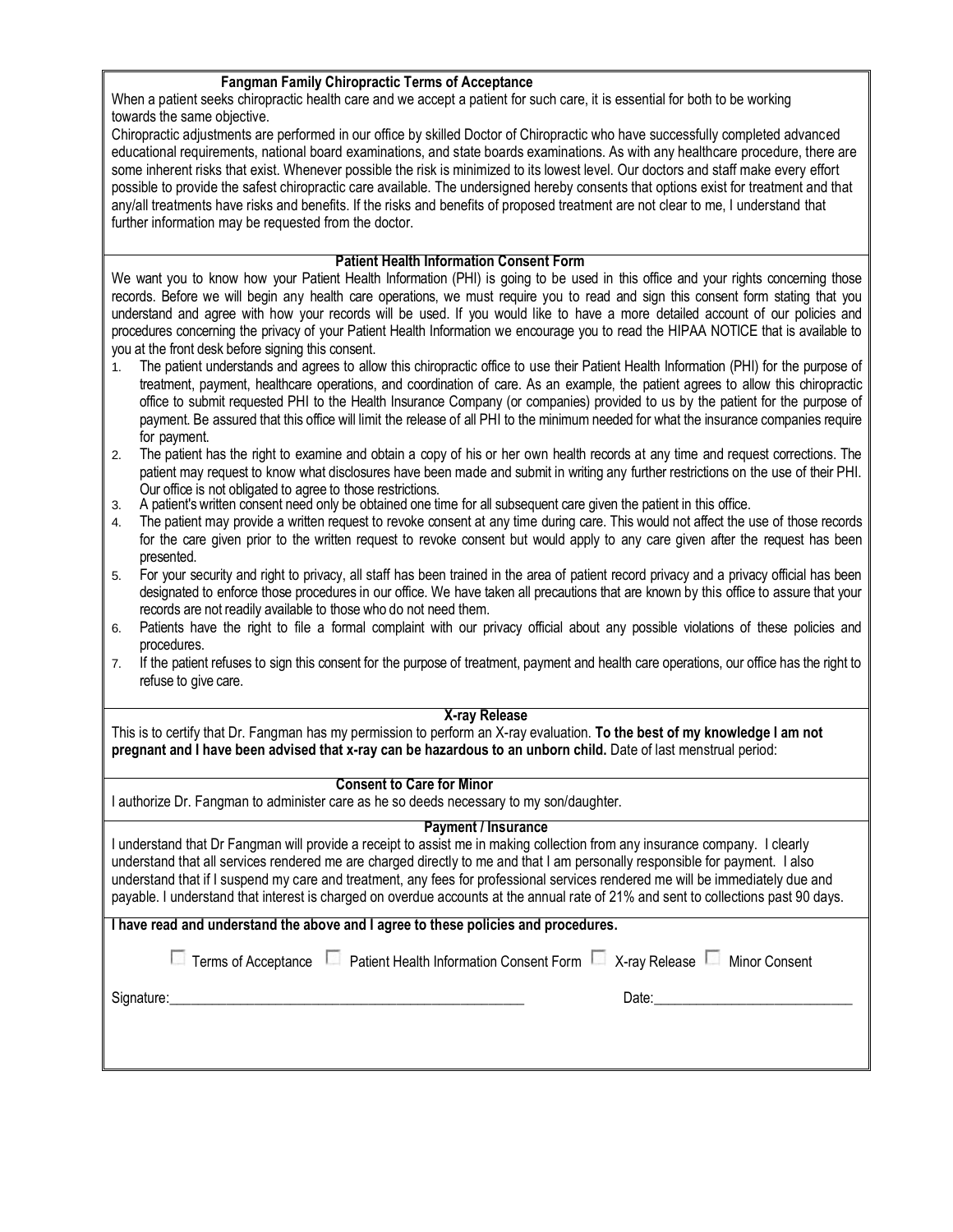## Fangman Family Chiropractic Terms of Acceptance

When a patient seeks chiropractic health care and we accept a patient for such care, it is essential for both to be working towards the same objective.

Chiropractic adjustments are performed in our office by skilled Doctor of Chiropractic who have successfully completed advanced educational requirements, national board examinations, and state boards examinations. As with any healthcare procedure, there are some inherent risks that exist. Whenever possible the risk is minimized to its lowest level. Our doctors and staff make every effort possible to provide the safest chiropractic care available. The undersigned hereby consents that options exist for treatment and that any/all treatments have risks and benefits. If the risks and benefits of proposed treatment are not clear to me, I understand that further information may be requested from the doctor.

## Patient Health Information Consent Form

We want you to know how your Patient Health Information (PHI) is going to be used in this office and your rights concerning those records. Before we will begin any health care operations, we must require you to read and sign this consent form stating that you understand and agree with how your records will be used. If you would like to have a more detailed account of our policies and procedures concerning the privacy of your Patient Health Information we encourage you to read the HIPAA NOTICE that is available to you at the front desk before signing this consent.

1. The patient understands and agrees to allow this chiropractic office to use their Patient Health Information (PHI) for the purpose of treatment, payment, healthcare operations, and coordination of care. As an example, the patient agrees to allow this chiropractic office to submit requested PHI to the Health Insurance Company (or companies) provided to us by the patient for the purpose of payment. Be assured that this office will limit the release of all PHI to the minimum needed for what the insurance companies require for payment.
2. The patient has the right to examine and obtain a copy of his or her own health records at any time and request corrections. The patient may request to know what disclosures have been made and submit in writing any further restrictions on the use of their PHI. Our office is not obligated to agree to those restrictions.
3. A patient's written consent need only be obtained one time for all subsequent care given the patient in this office.
4. The patient may provide a written request to revoke consent at any time during care. This would not affect the use of those records for the care given prior to the written request to revoke consent but would apply to any care given after the request has been presented.
5. For your security and right to privacy, all staff has been trained in the area of patient record privacy and a privacy official has been designated to enforce those procedures in our office. We have taken all precautions that are known by this office to assure that your records are not readily available to those who do not need them.
6. Patients have the right to file a formal complaint with our privacy official about any possible violations of these policies and procedures.
7. If the patient refuses to sign this consent for the purpose of treatment, payment and health care operations, our office has the right to refuse to give care.

## X-ray Release

This is to certify that Dr. Fangman has my permission to perform an X-ray evaluation. **To the best of my knowledge I am not pregnant and I have been advised that x-ray can be hazardous to an unborn child.** Date of last menstrual period:

## Consent to Care for Minor

I authorize Dr. Fangman to administer care as he so deeds necessary to my son/daughter.

## Payment / Insurance

I understand that Dr Fangman will provide a receipt to assist me in making collection from any insurance company. I clearly understand that all services rendered me are charged directly to me and that I am personally responsible for payment. I also understand that if I suspend my care and treatment, any fees for professional services rendered me will be immediately due and payable. I understand that interest is charged on overdue accounts at the annual rate of 21% and sent to collections past 90 days.

**I have read and understand the above and I agree to these policies and procedures.**

☐ Terms of Acceptance ☐ Patient Health Information Consent Form ☐ X-ray Release ☐ Minor Consent

Signature:____________________________________________________ Date:____________________________